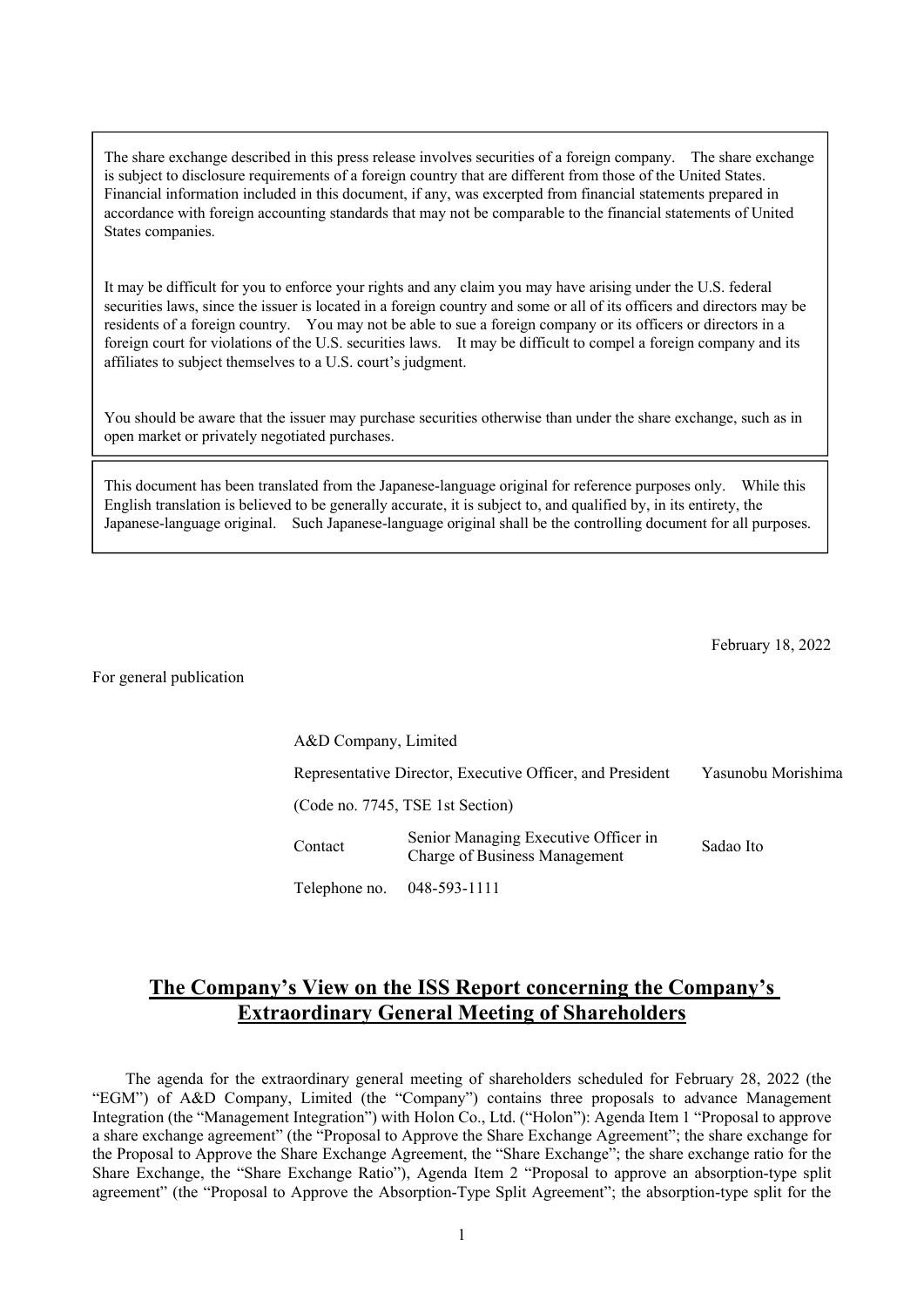The share exchange described in this press release involves securities of a foreign company. The share exchange is subject to disclosure requirements of a foreign country that are different from those of the United States. Financial information included in this document, if any, was excerpted from financial statements prepared in accordance with foreign accounting standards that may not be comparable to the financial statements of United States companies.

It may be difficult for you to enforce your rights and any claim you may have arising under the U.S. federal securities laws, since the issuer is located in a foreign country and some or all of its officers and directors may be residents of a foreign country. You may not be able to sue a foreign company or its officers or directors in a foreign court for violations of the U.S. securities laws. It may be difficult to compel a foreign company and its affiliates to subject themselves to a U.S. court's judgment.

You should be aware that the issuer may purchase securities otherwise than under the share exchange, such as in open market or privately negotiated purchases.

This document has been translated from the Japanese-language original for reference purposes only. While this English translation is believed to be generally accurate, it is subject to, and qualified by, in its entirety, the Japanese-language original. Such Japanese-language original shall be the controlling document for all purposes.

February 18, 2022

For general publication

A&D Company, Limited

Representative Director, Executive Officer, and President Yasunobu Morishima

(Code no. 7745, TSE 1st Section)

Contact: Senior Managing Executive Officer in Charge of Business Management Sadao Ito

Telephone no. 048-593-1111

# The Company's View on the ISS Report concerning the Company's Extraordinary General Meeting of Shareholders

The agenda for the extraordinary general meeting of shareholders scheduled for February 28, 2022 (the "EGM") of A&D Company, Limited (the "Company") contains three proposals to advance Management Integration (the "Management Integration") with Holon Co., Ltd. ("Holon"): Agenda Item 1 "Proposal to approve a share exchange agreement" (the "Proposal to Approve the Share Exchange Agreement"; the share exchange for the Proposal to Approve the Share Exchange Agreement, the "Share Exchange"; the share exchange ratio for the Share Exchange, the "Share Exchange Ratio"), Agenda Item 2 "Proposal to approve an absorption-type split agreement" (the "Proposal to Approve the Absorption-Type Split Agreement"; the absorption-type split for the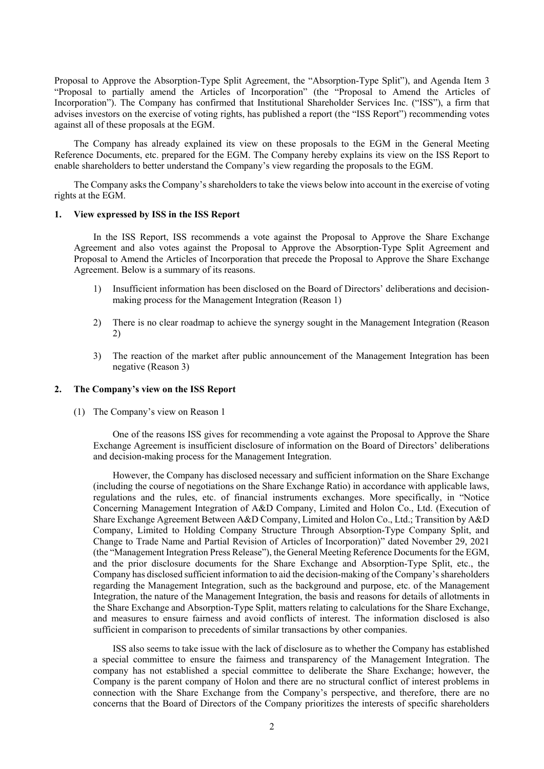Proposal to Approve the Absorption-Type Split Agreement, the "Absorption-Type Split"), and Agenda Item 3 "Proposal to partially amend the Articles of Incorporation" (the "Proposal to Amend the Articles of Incorporation"). The Company has confirmed that Institutional Shareholder Services Inc. ("ISS"), a firm that advises investors on the exercise of voting rights, has published a report (the "ISS Report") recommending votes against all of these proposals at the EGM.

The Company has already explained its view on these proposals to the EGM in the General Meeting Reference Documents, etc. prepared for the EGM. The Company hereby explains its view on the ISS Report to enable shareholders to better understand the Company's view regarding the proposals to the EGM.

The Company asks the Company's shareholders to take the views below into account in the exercise of voting rights at the EGM.

## 1. View expressed by ISS in the ISS Report

In the ISS Report, ISS recommends a vote against the Proposal to Approve the Share Exchange Agreement and also votes against the Proposal to Approve the Absorption-Type Split Agreement and Proposal to Amend the Articles of Incorporation that precede the Proposal to Approve the Share Exchange Agreement. Below is a summary of its reasons.

1) Insufficient information has been disclosed on the Board of Directors' deliberations and decision-making process for the Management Integration (Reason 1)

2) There is no clear roadmap to achieve the synergy sought in the Management Integration (Reason 2)

3) The reaction of the market after public announcement of the Management Integration has been negative (Reason 3)

## 2. The Company's view on the ISS Report

### (1) The Company's view on Reason 1

One of the reasons ISS gives for recommending a vote against the Proposal to Approve the Share Exchange Agreement is insufficient disclosure of information on the Board of Directors' deliberations and decision-making process for the Management Integration.

However, the Company has disclosed necessary and sufficient information on the Share Exchange (including the course of negotiations on the Share Exchange Ratio) in accordance with applicable laws, regulations and the rules, etc. of financial instruments exchanges. More specifically, in "Notice Concerning Management Integration of A&D Company, Limited and Holon Co., Ltd. (Execution of Share Exchange Agreement Between A&D Company, Limited and Holon Co., Ltd.; Transition by A&D Company, Limited to Holding Company Structure Through Absorption-Type Company Split, and Change to Trade Name and Partial Revision of Articles of Incorporation)" dated November 29, 2021 (the "Management Integration Press Release"), the General Meeting Reference Documents for the EGM, and the prior disclosure documents for the Share Exchange and Absorption-Type Split, etc., the Company has disclosed sufficient information to aid the decision-making of the Company's shareholders regarding the Management Integration, such as the background and purpose, etc. of the Management Integration, the nature of the Management Integration, the basis and reasons for details of allotments in the Share Exchange and Absorption-Type Split, matters relating to calculations for the Share Exchange, and measures to ensure fairness and avoid conflicts of interest. The information disclosed is also sufficient in comparison to precedents of similar transactions by other companies.

ISS also seems to take issue with the lack of disclosure as to whether the Company has established a special committee to ensure the fairness and transparency of the Management Integration. The company has not established a special committee to deliberate the Share Exchange; however, the Company is the parent company of Holon and there are no structural conflict of interest problems in connection with the Share Exchange from the Company's perspective, and therefore, there are no concerns that the Board of Directors of the Company prioritizes the interests of specific shareholders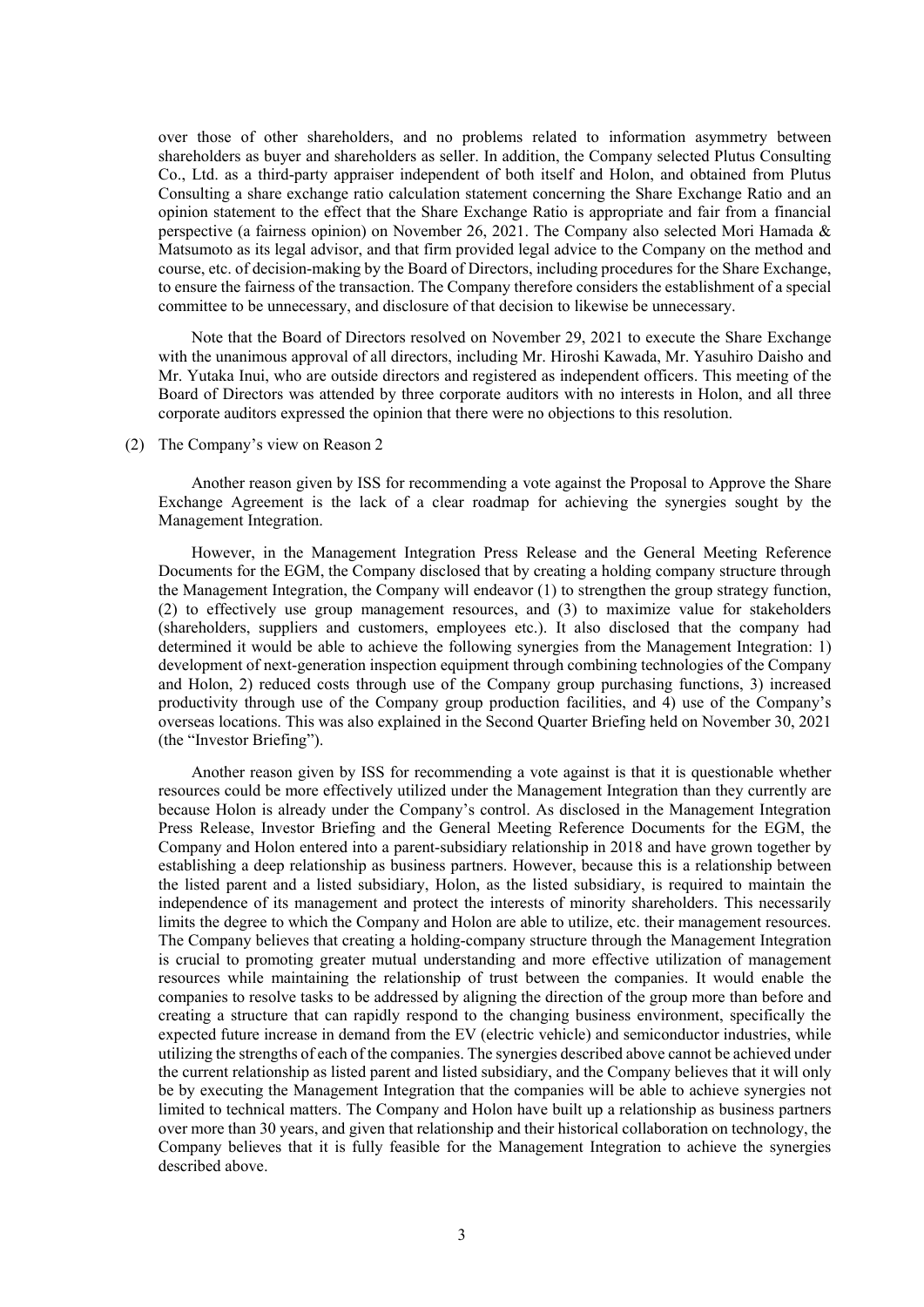over those of other shareholders, and no problems related to information asymmetry between shareholders as buyer and shareholders as seller. In addition, the Company selected Plutus Consulting Co., Ltd. as a third-party appraiser independent of both itself and Holon, and obtained from Plutus Consulting a share exchange ratio calculation statement concerning the Share Exchange Ratio and an opinion statement to the effect that the Share Exchange Ratio is appropriate and fair from a financial perspective (a fairness opinion) on November 26, 2021. The Company also selected Mori Hamada & Matsumoto as its legal advisor, and that firm provided legal advice to the Company on the method and course, etc. of decision-making by the Board of Directors, including procedures for the Share Exchange, to ensure the fairness of the transaction. The Company therefore considers the establishment of a special committee to be unnecessary, and disclosure of that decision to likewise be unnecessary.

Note that the Board of Directors resolved on November 29, 2021 to execute the Share Exchange with the unanimous approval of all directors, including Mr. Hiroshi Kawada, Mr. Yasuhiro Daisho and Mr. Yutaka Inui, who are outside directors and registered as independent officers. This meeting of the Board of Directors was attended by three corporate auditors with no interests in Holon, and all three corporate auditors expressed the opinion that there were no objections to this resolution.

(2) The Company's view on Reason 2

Another reason given by ISS for recommending a vote against the Proposal to Approve the Share Exchange Agreement is the lack of a clear roadmap for achieving the synergies sought by the Management Integration.

However, in the Management Integration Press Release and the General Meeting Reference Documents for the EGM, the Company disclosed that by creating a holding company structure through the Management Integration, the Company will endeavor (1) to strengthen the group strategy function, (2) to effectively use group management resources, and (3) to maximize value for stakeholders (shareholders, suppliers and customers, employees etc.). It also disclosed that the company had determined it would be able to achieve the following synergies from the Management Integration: 1) development of next-generation inspection equipment through combining technologies of the Company and Holon, 2) reduced costs through use of the Company group purchasing functions, 3) increased productivity through use of the Company group production facilities, and 4) use of the Company's overseas locations. This was also explained in the Second Quarter Briefing held on November 30, 2021 (the "Investor Briefing").

Another reason given by ISS for recommending a vote against is that it is questionable whether resources could be more effectively utilized under the Management Integration than they currently are because Holon is already under the Company's control. As disclosed in the Management Integration Press Release, Investor Briefing and the General Meeting Reference Documents for the EGM, the Company and Holon entered into a parent-subsidiary relationship in 2018 and have grown together by establishing a deep relationship as business partners. However, because this is a relationship between the listed parent and a listed subsidiary, Holon, as the listed subsidiary, is required to maintain the independence of its management and protect the interests of minority shareholders. This necessarily limits the degree to which the Company and Holon are able to utilize, etc. their management resources. The Company believes that creating a holding-company structure through the Management Integration is crucial to promoting greater mutual understanding and more effective utilization of management resources while maintaining the relationship of trust between the companies. It would enable the companies to resolve tasks to be addressed by aligning the direction of the group more than before and creating a structure that can rapidly respond to the changing business environment, specifically the expected future increase in demand from the EV (electric vehicle) and semiconductor industries, while utilizing the strengths of each of the companies. The synergies described above cannot be achieved under the current relationship as listed parent and listed subsidiary, and the Company believes that it will only be by executing the Management Integration that the companies will be able to achieve synergies not limited to technical matters. The Company and Holon have built up a relationship as business partners over more than 30 years, and given that relationship and their historical collaboration on technology, the Company believes that it is fully feasible for the Management Integration to achieve the synergies described above.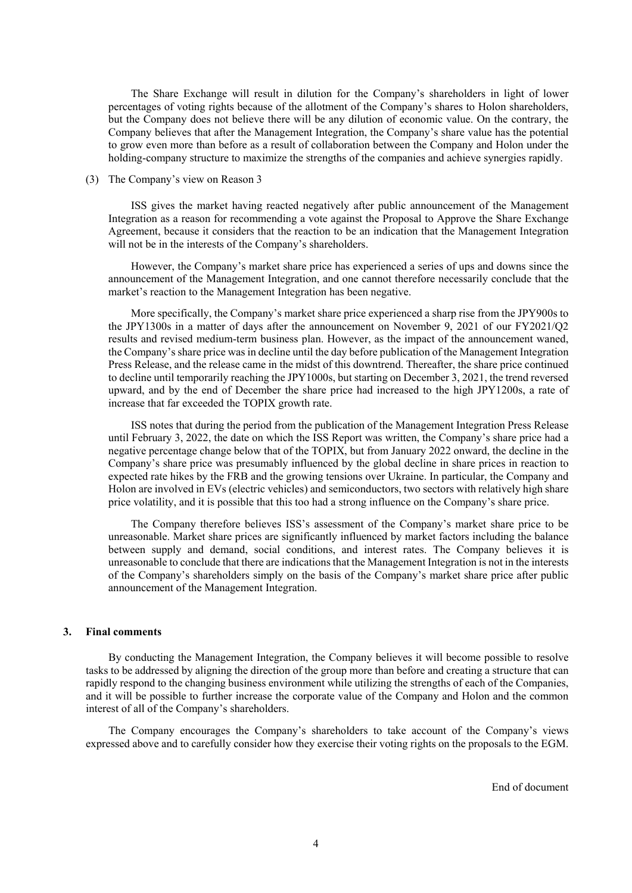The Share Exchange will result in dilution for the Company's shareholders in light of lower percentages of voting rights because of the allotment of the Company's shares to Holon shareholders, but the Company does not believe there will be any dilution of economic value. On the contrary, the Company believes that after the Management Integration, the Company's share value has the potential to grow even more than before as a result of collaboration between the Company and Holon under the holding-company structure to maximize the strengths of the companies and achieve synergies rapidly.

(3) The Company's view on Reason 3

ISS gives the market having reacted negatively after public announcement of the Management Integration as a reason for recommending a vote against the Proposal to Approve the Share Exchange Agreement, because it considers that the reaction to be an indication that the Management Integration will not be in the interests of the Company's shareholders.

However, the Company's market share price has experienced a series of ups and downs since the announcement of the Management Integration, and one cannot therefore necessarily conclude that the market's reaction to the Management Integration has been negative.

More specifically, the Company's market share price experienced a sharp rise from the JPY900s to the JPY1300s in a matter of days after the announcement on November 9, 2021 of our FY2021/Q2 results and revised medium-term business plan. However, as the impact of the announcement waned, the Company's share price was in decline until the day before publication of the Management Integration Press Release, and the release came in the midst of this downtrend. Thereafter, the share price continued to decline until temporarily reaching the JPY1000s, but starting on December 3, 2021, the trend reversed upward, and by the end of December the share price had increased to the high JPY1200s, a rate of increase that far exceeded the TOPIX growth rate.

ISS notes that during the period from the publication of the Management Integration Press Release until February 3, 2022, the date on which the ISS Report was written, the Company's share price had a negative percentage change below that of the TOPIX, but from January 2022 onward, the decline in the Company's share price was presumably influenced by the global decline in share prices in reaction to expected rate hikes by the FRB and the growing tensions over Ukraine. In particular, the Company and Holon are involved in EVs (electric vehicles) and semiconductors, two sectors with relatively high share price volatility, and it is possible that this too had a strong influence on the Company's share price.

The Company therefore believes ISS's assessment of the Company's market share price to be unreasonable. Market share prices are significantly influenced by market factors including the balance between supply and demand, social conditions, and interest rates. The Company believes it is unreasonable to conclude that there are indications that the Management Integration is not in the interests of the Company's shareholders simply on the basis of the Company's market share price after public announcement of the Management Integration.

## 3. Final comments

By conducting the Management Integration, the Company believes it will become possible to resolve tasks to be addressed by aligning the direction of the group more than before and creating a structure that can rapidly respond to the changing business environment while utilizing the strengths of each of the Companies, and it will be possible to further increase the corporate value of the Company and Holon and the common interest of all of the Company's shareholders.

The Company encourages the Company's shareholders to take account of the Company's views expressed above and to carefully consider how they exercise their voting rights on the proposals to the EGM.

End of document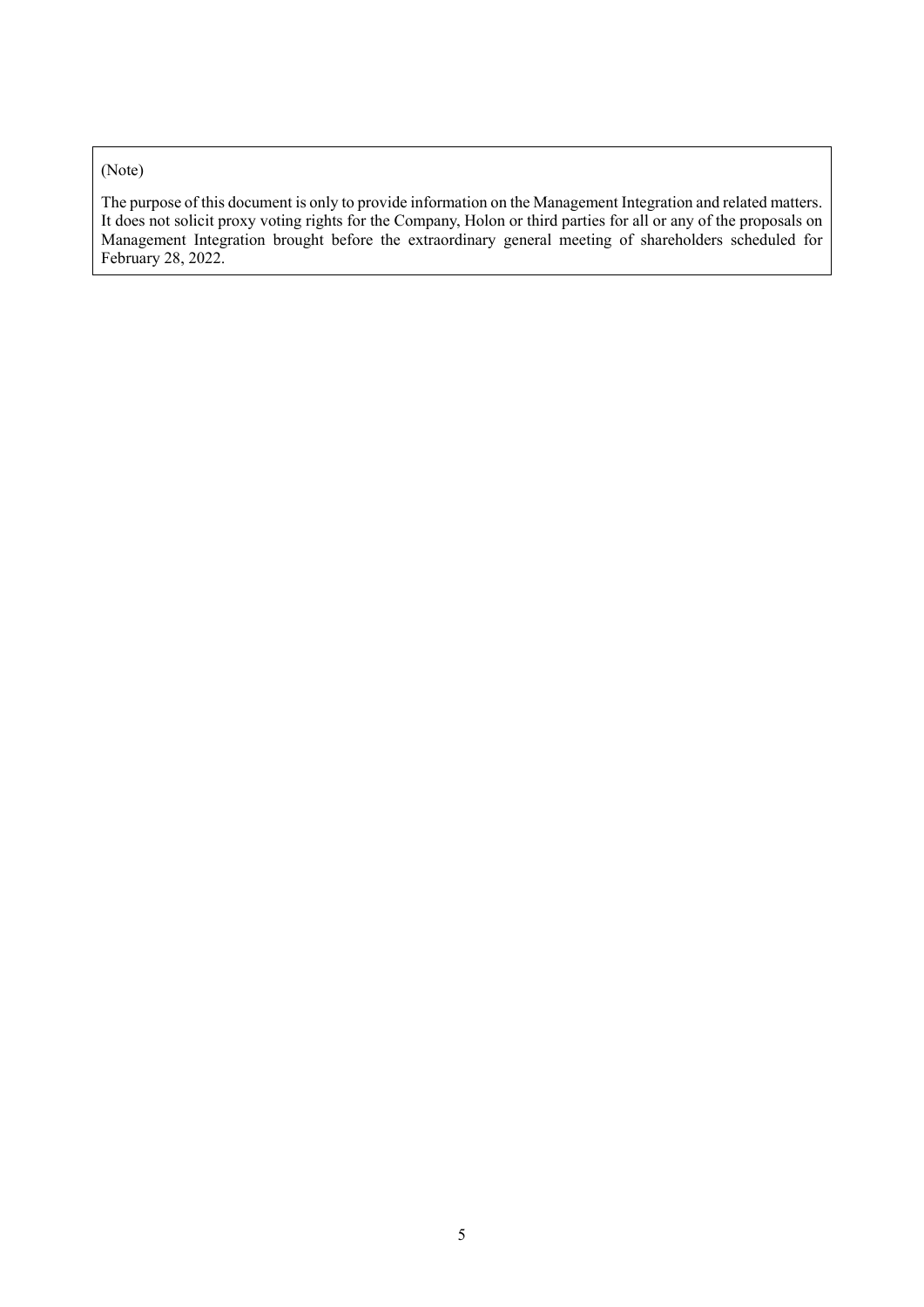(Note)

The purpose of this document is only to provide information on the Management Integration and related matters. It does not solicit proxy voting rights for the Company, Holon or third parties for all or any of the proposals on Management Integration brought before the extraordinary general meeting of shareholders scheduled for February 28, 2022.